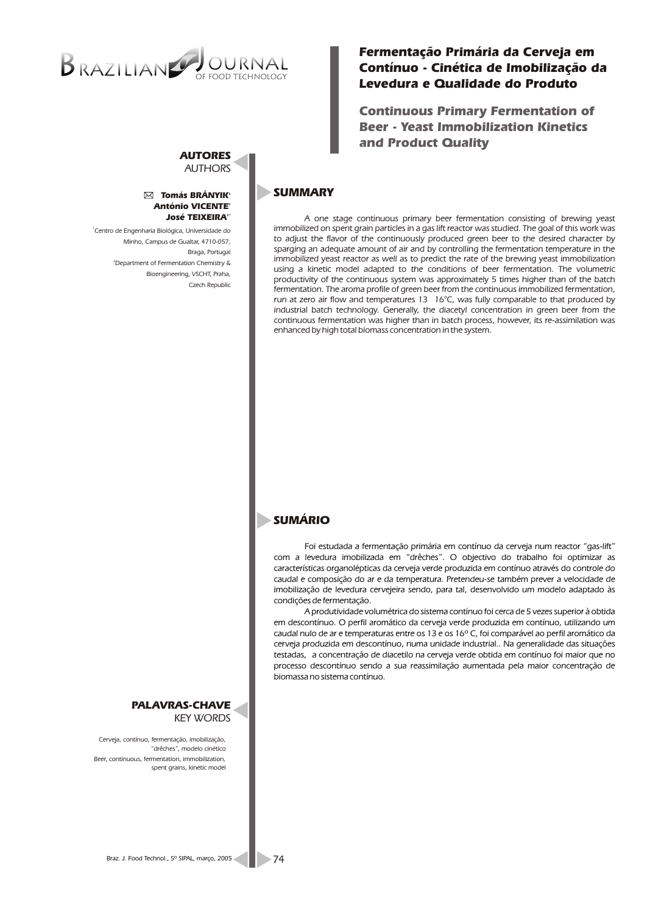# Fermentação Primária da Cerveja em Contínuo - Cinética de Imobilização da Levedura e Qualidade do Produto

## Continuous Primary Fermentation of Beer - Yeast Immobilization Kinetics and Product Quality

**AUTORES**
AUTHORS

**Tomás BRÁNYIK**[1]
**António VICENTE**[1]
**José TEIXEIRA**[1*]

[1]Centro de Engenharia Biológica, Universidade do Minho, Campus de Gualtar, 4710-057, Braga, Portugal
[2]Department of Fermentation Chemistry & Bioengineering, VSCHT, Praha, Czech Republic

## SUMMARY

A one stage continuous primary beer fermentation consisting of brewing yeast immobilized on spent grain particles in a gas lift reactor was studied. The goal of this work was to adjust the flavor of the continuously produced green beer to the desired character by sparging an adequate amount of air and by controlling the fermentation temperature in the immobilized yeast reactor as well as to predict the rate of the brewing yeast immobilization using a kinetic model adapted to the conditions of beer fermentation. The volumetric productivity of the continuous system was approximately 5 times higher than of the batch fermentation. The aroma profile of green beer from the continuous immobilized fermentation, run at zero air flow and temperatures 13 16°C, was fully comparable to that produced by industrial batch technology. Generally, the diacetyl concentration in green beer from the continuous fermentation was higher than in batch process, however, its re-assimilation was enhanced by high total biomass concentration in the system.

## SUMÁRIO

Foi estudada a fermentação primária em contínuo da cerveja num reactor "gas-lift" com a levedura imobilizada em "drêches". O objectivo do trabalho foi optimizar as características organolépticas da cerveja verde produzida em contínuo através do controle do caudal e composição do ar e da temperatura. Pretendeu-se também prever a velocidade de imobilização de levedura cervejeira sendo, para tal, desenvolvido um modelo adaptado às condições de fermentação.

A produtividade volumétrica do sistema contínuo foi cerca de 5 vezes superior à obtida em descontínuo. O perfil aromático da cerveja verde produzida em contínuo, utilizando um caudal nulo de ar e temperaturas entre os 13 e os 16º C, foi comparável ao perfil aromático da cerveja produzida em descontínuo, numa unidade industrial.. Na generalidade das situações testadas, a concentração de diacetilo na cerveja verde obtida em contínuo foi maior que no processo descontínuo sendo a sua reassimilação aumentada pela maior concentração de biomassa no sistema contínuo.

**PALAVRAS-CHAVE**
KEY WORDS

Cerveja, contínuo, fermentação, imobilização, "drêches", modelo cinético
Beer, continuous, fermentation, immobilization, spent grains, kinetic model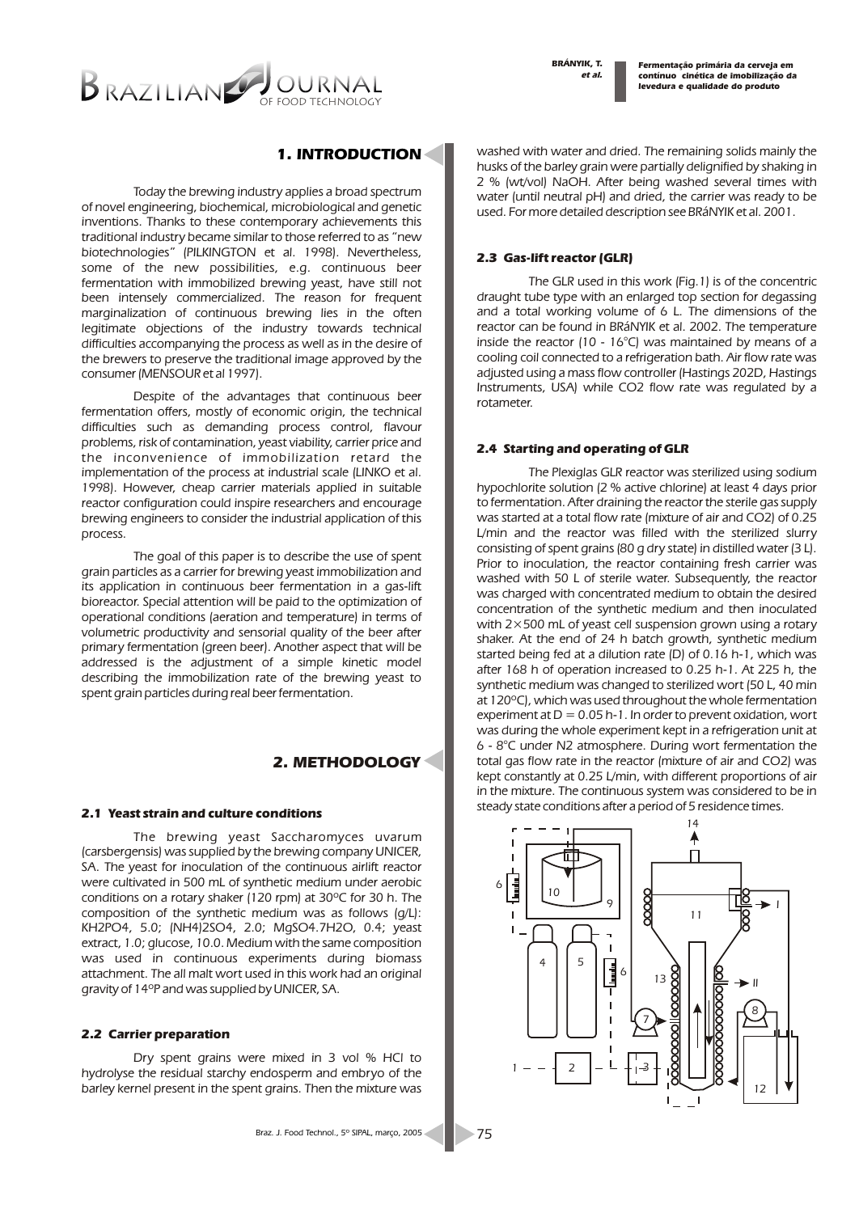## 1. INTRODUCTION

Today the brewing industry applies a broad spectrum of novel engineering, biochemical, microbiological and genetic inventions. Thanks to these contemporary achievements this traditional industry became similar to those referred to as "new biotechnologies" (PILKINGTON et al. 1998). Nevertheless, some of the new possibilities, e.g. continuous beer fermentation with immobilized brewing yeast, have still not been intensely commercialized. The reason for frequent marginalization of continuous brewing lies in the often legitimate objections of the industry towards technical difficulties accompanying the process as well as in the desire of the brewers to preserve the traditional image approved by the consumer (MENSOUR et al 1997).

Despite of the advantages that continuous beer fermentation offers, mostly of economic origin, the technical difficulties such as demanding process control, flavour problems, risk of contamination, yeast viability, carrier price and the inconvenience of immobilization retard the implementation of the process at industrial scale (LINKO et al. 1998). However, cheap carrier materials applied in suitable reactor configuration could inspire researchers and encourage brewing engineers to consider the industrial application of this process.

The goal of this paper is to describe the use of spent grain particles as a carrier for brewing yeast immobilization and its application in continuous beer fermentation in a gas-lift bioreactor. Special attention will be paid to the optimization of operational conditions (aeration and temperature) in terms of volumetric productivity and sensorial quality of the beer after primary fermentation (green beer). Another aspect that will be addressed is the adjustment of a simple kinetic model describing the immobilization rate of the brewing yeast to spent grain particles during real beer fermentation.

## 2. METHODOLOGY

### 2.1 Yeast strain and culture conditions

The brewing yeast Saccharomyces uvarum (carsbergensis) was supplied by the brewing company UNICER, SA. The yeast for inoculation of the continuous airlift reactor were cultivated in 500 mL of synthetic medium under aerobic conditions on a rotary shaker (120 rpm) at 30°C for 30 h. The composition of the synthetic medium was as follows (g/L): $KH_2PO_4$, 5.0; $(NH_4)_2SO_4$, 2.0; $MgSO_4.7H_2O$, 0.4; yeast extract, 1.0; glucose, 10.0. Medium with the same composition was used in continuous experiments during biomass attachment. The all malt wort used in this work had an original gravity of 14°P and was supplied by UNICER, SA.

### 2.2 Carrier preparation

Dry spent grains were mixed in 3 vol % HCl to hydrolyse the residual starchy endosperm and embryo of the barley kernel present in the spent grains. Then the mixture was washed with water and dried. The remaining solids mainly the husks of the barley grain were partially delignified by shaking in 2 % (wt/vol) NaOH. After being washed several times with water (until neutral pH) and dried, the carrier was ready to be used. For more detailed description see BRáNYIK et al. 2001.

### 2.3 Gas-lift reactor (GLR)

The GLR used in this work (Fig.1) is of the concentric draught tube type with an enlarged top section for degassing and a total working volume of 6 L. The dimensions of the reactor can be found in BRáNYIK et al. 2002. The temperature inside the reactor (10 - 16°C) was maintained by means of a cooling coil connected to a refrigeration bath. Air flow rate was adjusted using a mass flow controller (Hastings 202D, Hastings Instruments, USA) while $CO_2$ flow rate was regulated by a rotameter.

### 2.4 Starting and operating of GLR

The Plexiglas GLR reactor was sterilized using sodium hypochlorite solution (2 % active chlorine) at least 4 days prior to fermentation. After draining the reactor the sterile gas supply was started at a total flow rate (mixture of air and $CO_2$) of 0.25 L/min and the reactor was filled with the sterilized slurry consisting of spent grains (80 g dry state) in distilled water (3 L). Prior to inoculation, the reactor containing fresh carrier was washed with 50 L of sterile water. Subsequently, the reactor was charged with concentrated medium to obtain the desired concentration of the synthetic medium and then inoculated with $2\times500$ mL of yeast cell suspension grown using a rotary shaker. At the end of 24 h batch growth, synthetic medium started being fed at a dilution rate (D) of 0.16 $h^{-1}$, which was after 168 h of operation increased to 0.25 $h^{-1}$. At 225 h, the synthetic medium was changed to sterilized wort (50 L, 40 min at 120°C), which was used throughout the whole fermentation experiment at D = 0.05 $h^{-1}$. In order to prevent oxidation, wort was during the whole experiment kept in a refrigeration unit at 6 - 8°C under $N_2$ atmosphere. During wort fermentation the total gas flow rate in the reactor (mixture of air and $CO_2$) was kept constantly at 0.25 L/min, with different proportions of air in the mixture. The continuous system was considered to be in steady state conditions after a period of 5 residence times.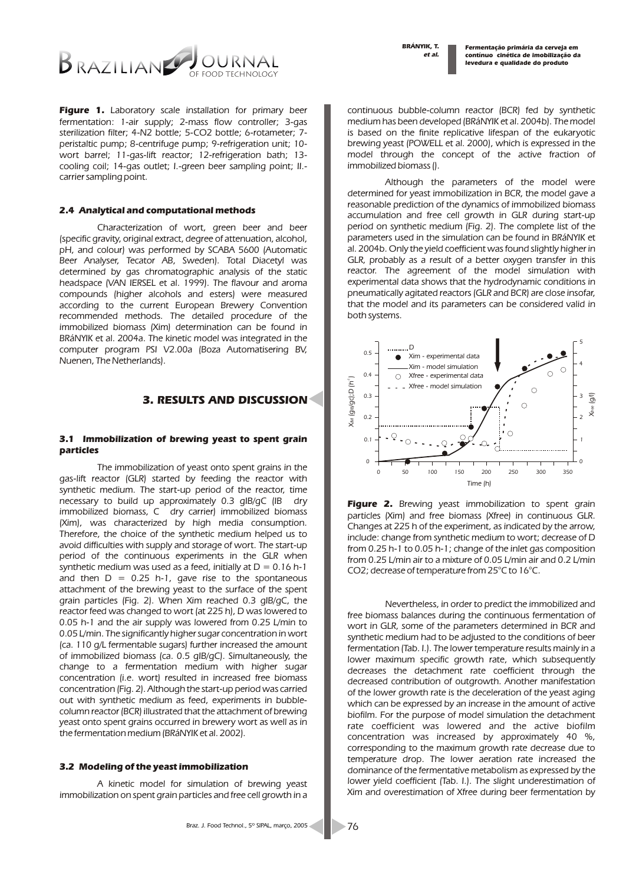**Figure 1.** Laboratory scale installation for primary beer fermentation: 1-air supply; 2-mass flow controller; 3-gas sterilization filter; 4-N2 bottle; 5-CO2 bottle; 6-rotameter; 7-peristaltic pump; 8-centrifuge pump; 9-refrigeration unit; 10-wort barrel; 11-gas-lift reactor; 12-refrigeration bath; 13-cooling coil; 14-gas outlet; I.-green beer sampling point; II.-carrier sampling point.

### 2.4 Analytical and computational methods

Characterization of wort, green beer and beer (specific gravity, original extract, degree of attenuation, alcohol, pH, and colour) was performed by SCABA 5600 (Automatic Beer Analyser, Tecator AB, Sweden). Total Diacetyl was determined by gas chromatographic analysis of the static headspace (VAN IERSEL et al. 1999). The flavour and aroma compounds (higher alcohols and esters) were measured according to the current European Brewery Convention recommended methods. The detailed procedure of the immobilized biomass (Xim) determination can be found in BRáNYIK et al. 2004a. The kinetic model was integrated in the computer program PSI V2.00a (Boza Automatisering BV, Nuenen, The Netherlands).

## 3. RESULTS AND DISCUSSION

### 3.1 Immobilization of brewing yeast to spent grain particles

The immobilization of yeast onto spent grains in the gas-lift reactor (GLR) started by feeding the reactor with synthetic medium. The start-up period of the reactor, time necessary to build up approximately 0.3 gIB/gC (IB dry immobilized biomass, C dry carrier) immobilized biomass (Xim), was characterized by high media consumption. Therefore, the choice of the synthetic medium helped us to avoid difficulties with supply and storage of wort. The start-up period of the continuous experiments in the GLR when synthetic medium was used as a feed, initially at D = 0.16 h-1 and then D = 0.25 h-1, gave rise to the spontaneous attachment of the brewing yeast to the surface of the spent grain particles (Fig. 2). When Xim reached 0.3 gIB/gC, the reactor feed was changed to wort (at 225 h), D was lowered to 0.05 h-1 and the air supply was lowered from 0.25 L/min to 0.05 L/min. The significantly higher sugar concentration in wort (ca. 110 g/L fermentable sugars) further increased the amount of immobilized biomass (ca. 0.5 gIB/gC). Simultaneously, the change to a fermentation medium with higher sugar concentration (i.e. wort) resulted in increased free biomass concentration (Fig. 2). Although the start-up period was carried out with synthetic medium as feed, experiments in bubble-column reactor (BCR) illustrated that the attachment of brewing yeast onto spent grains occurred in brewery wort as well as in the fermentation medium (BRáNYIK et al. 2002).

### 3.2 Modeling of the yeast immobilization

A kinetic model for simulation of brewing yeast immobilization on spent grain particles and free cell growth in a continuous bubble-column reactor (BCR) fed by synthetic medium has been developed (BRáNYIK et al. 2004b). The model is based on the finite replicative lifespan of the eukaryotic brewing yeast (POWELL et al. 2000), which is expressed in the model through the concept of the active fraction of immobilized biomass ().

Although the parameters of the model were determined for yeast immobilization in BCR, the model gave a reasonable prediction of the dynamics of immobilized biomass accumulation and free cell growth in GLR during start-up period on synthetic medium (Fig. 2). The complete list of the parameters used in the simulation can be found in BRáNYIK et al. 2004b. Only the yield coefficient was found slightly higher in GLR, probably as a result of a better oxygen transfer in this reactor. The agreement of the model simulation with experimental data shows that the hydrodynamic conditions in pneumatically agitated reactors (GLR and BCR) are close insofar, that the model and its parameters can be considered valid in both systems.

**Figure 2.** Brewing yeast immobilization to spent grain particles (Xim) and free biomass (Xfree) in continuous GLR. Changes at 225 h of the experiment, as indicated by the arrow, include: change from synthetic medium to wort; decrease of D from 0.25 h-1 to 0.05 h-1; change of the inlet gas composition from 0.25 L/min air to a mixture of 0.05 L/min air and 0.2 L/min CO2; decrease of temperature from 25°C to 16°C.

Nevertheless, in order to predict the immobilized and free biomass balances during the continuous fermentation of wort in GLR, some of the parameters determined in BCR and synthetic medium had to be adjusted to the conditions of beer fermentation (Tab. I.). The lower temperature results mainly in a lower maximum specific growth rate, which subsequently decreases the detachment rate coefficient through the decreased contribution of outgrowth. Another manifestation of the lower growth rate is the deceleration of the yeast aging which can be expressed by an increase in the amount of active biofilm. For the purpose of model simulation the detachment rate coefficient was lowered and the active biofilm concentration was increased by approximately 40 %, corresponding to the maximum growth rate decrease due to temperature drop. The lower aeration rate increased the dominance of the fermentative metabolism as expressed by the lower yield coefficient (Tab. I.). The slight underestimation of Xim and overestimation of Xfree during beer fermentation by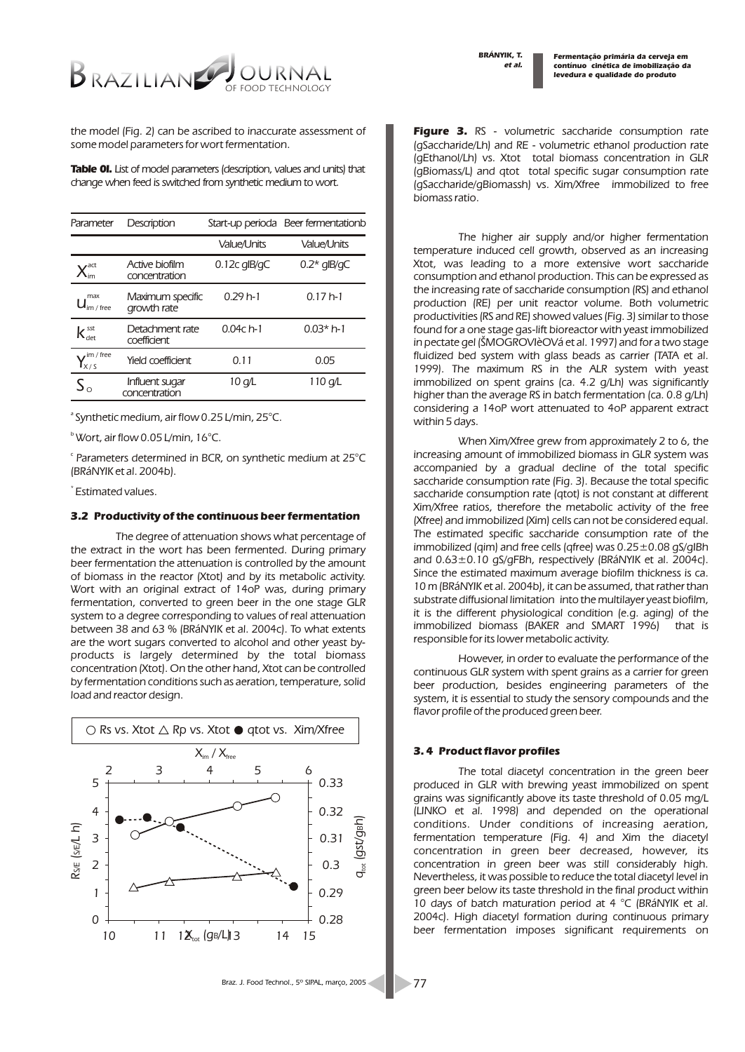the model (Fig. 2) can be ascribed to inaccurate assessment of some model parameters for wort fermentation.

**Table 01.** List of model parameters (description, values and units) that change when feed is switched from synthetic medium to wort.

| Parameter | Description | Start-up period[a] | Beer fermentation[b] |
|---|---|---|---|
| | | Value/Units | Value/Units |
| $X_{im}^{act}$ | Active biofilm concentration | 0.12[c] gIB/gC | 0.2* gIB/gC |
| $u_{im/free}^{max}$ | Maximum specific growth rate | 0.29 h-1 | 0.17 h-1 |
| $k_{det}^{sst}$ | Detachment rate coefficient | 0.04[c] h-1 | 0.03* h-1 |
| $Y_{X/S}^{im/free}$ | Yield coefficient | 0.11 | 0.05 |
| $S_o$ | Influent sugar concentration | 10 g/L | 110 g/L |

[a] Synthetic medium, air flow 0.25 L/min, 25°C.

[b] Wort, air flow 0.05 L/min, 16°C.

[c] Parameters determined in BCR, on synthetic medium at 25°C (BRáNYIK et al. 2004b).

\* Estimated values.

### 3.2 Productivity of the continuous beer fermentation

The degree of attenuation shows what percentage of the extract in the wort has been fermented. During primary beer fermentation the attenuation is controlled by the amount of biomass in the reactor (Xtot) and by its metabolic activity. Wort with an original extract of 14oP was, during primary fermentation, converted to green beer in the one stage GLR system to a degree corresponding to values of real attenuation between 38 and 63 % (BRáNYIK et al. 2004c). To what extents are the wort sugars converted to alcohol and other yeast by-products is largely determined by the total biomass concentration (Xtot). On the other hand, Xtot can be controlled by fermentation conditions such as aeration, temperature, solid load and reactor design.

**Figure 3.** RS - volumetric saccharide consumption rate (gSaccharide/Lh) and RE - volumetric ethanol production rate (gEthanol/Lh) vs. Xtot total biomass concentration in GLR (gBiomass/L) and qtot total specific sugar consumption rate (gSaccharide/gBiomassh) vs. Xim/Xfree immobilized to free biomass ratio.

The higher air supply and/or higher fermentation temperature induced cell growth, observed as an increasing Xtot, was leading to a more extensive wort saccharide consumption and ethanol production. This can be expressed as the increasing rate of saccharide consumption (RS) and ethanol production (RE) per unit reactor volume. Both volumetric productivities (RS and RE) showed values (Fig. 3) similar to those found for a one stage gas-lift bioreactor with yeast immobilized in pectate gel (ŠMOGROVIèOVá et al. 1997) and for a two stage fluidized bed system with glass beads as carrier (TATA et al. 1999). The maximum RS in the ALR system with yeast immobilized on spent grains (ca. 4.2 g/Lh) was significantly higher than the average RS in batch fermentation (ca. 0.8 g/Lh) considering a 14oP wort attenuated to 4oP apparent extract within 5 days.

When Xim/Xfree grew from approximately 2 to 6, the increasing amount of immobilized biomass in GLR system was accompanied by a gradual decline of the total specific saccharide consumption rate (Fig. 3). Because the total specific saccharide consumption rate (qtot) is not constant at different Xim/Xfree ratios, therefore the metabolic activity of the free (Xfree) and immobilized (Xim) cells can not be considered equal. The estimated specific saccharide consumption rate of the immobilized (qim) and free cells (qfree) was 0.25±0.08 gS/gIBh and 0.63±0.10 gS/gFBh, respectively (BRáNYIK et al. 2004c). Since the estimated maximum average biofilm thickness is ca. 10 m (BRáNYIK et al. 2004b), it can be assumed, that rather than substrate diffusional limitation into the multilayer yeast biofilm, it is the different physiological condition (e.g. aging) of the immobilized biomass (BAKER and SMART 1996) that is responsible for its lower metabolic activity.

However, in order to evaluate the performance of the continuous GLR system with spent grains as a carrier for green beer production, besides engineering parameters of the system, it is essential to study the sensory compounds and the flavor profile of the produced green beer.

### 3.4 Product flavor profiles

The total diacetyl concentration in the green beer produced in GLR with brewing yeast immobilized on spent grains was significantly above its taste threshold of 0.05 mg/L (LINKO et al. 1998) and depended on the operational conditions. Under conditions of increasing aeration, fermentation temperature (Fig. 4) and Xim the diacetyl concentration in green beer decreased, however, its concentration in green beer was still considerably high. Nevertheless, it was possible to reduce the total diacetyl level in green beer below its taste threshold in the final product within 10 days of batch maturation period at 4 °C (BRáNYIK et al. 2004c). High diacetyl formation during continuous primary beer fermentation imposes significant requirements on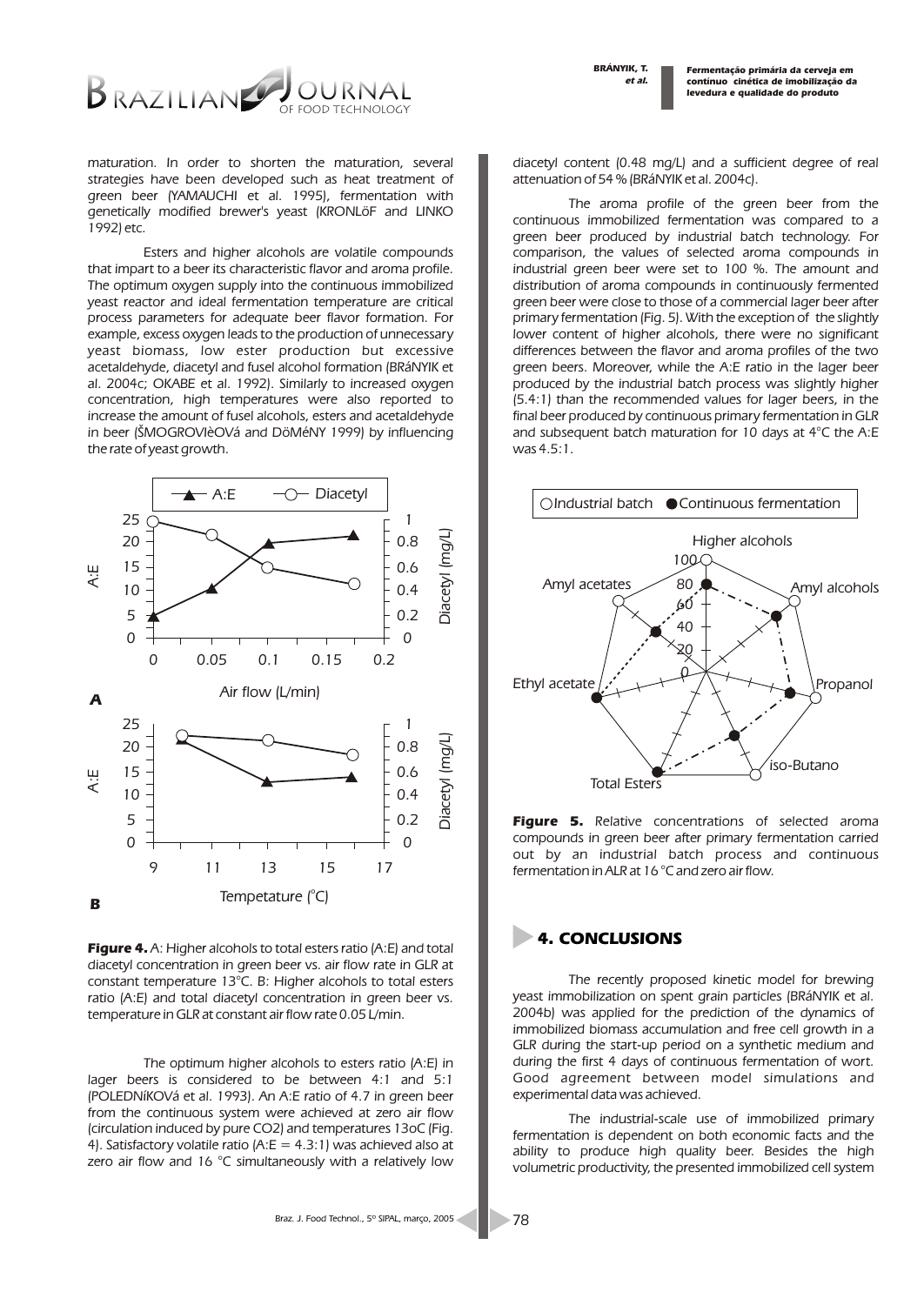maturation. In order to shorten the maturation, several strategies have been developed such as heat treatment of green beer (YAMAUCHI et al. 1995), fermentation with genetically modified brewer's yeast (KRONLöF and LINKO 1992) etc.

Esters and higher alcohols are volatile compounds that impart to a beer its characteristic flavor and aroma profile. The optimum oxygen supply into the continuous immobilized yeast reactor and ideal fermentation temperature are critical process parameters for adequate beer flavor formation. For example, excess oxygen leads to the production of unnecessary yeast biomass, low ester production but excessive acetaldehyde, diacetyl and fusel alcohol formation (BRáNYIK et al. 2004c; OKABE et al. 1992). Similarly to increased oxygen concentration, high temperatures were also reported to increase the amount of fusel alcohols, esters and acetaldehyde in beer (ŠMOGROVIèOVá and DöMéNY 1999) by influencing the rate of yeast growth.

**Figure 4.** A: Higher alcohols to total esters ratio (A:E) and total diacetyl concentration in green beer vs. air flow rate in GLR at constant temperature 13°C. B: Higher alcohols to total esters ratio (A:E) and total diacetyl concentration in green beer vs. temperature in GLR at constant air flow rate 0.05 L/min.

The optimum higher alcohols to esters ratio (A:E) in lager beers is considered to be between 4:1 and 5:1 (POLEDNíKOVá et al. 1993). An A:E ratio of 4.7 in green beer from the continuous system were achieved at zero air flow (circulation induced by pure $CO_2$) and temperatures 13oC (Fig. 4). Satisfactory volatile ratio (A:E = 4.3:1) was achieved also at zero air flow and 16 °C simultaneously with a relatively low diacetyl content (0.48 mg/L) and a sufficient degree of real attenuation of 54 % (BRáNYIK et al. 2004c).

The aroma profile of the green beer from the continuous immobilized fermentation was compared to a green beer produced by industrial batch technology. For comparison, the values of selected aroma compounds in industrial green beer were set to 100 %. The amount and distribution of aroma compounds in continuously fermented green beer were close to those of a commercial lager beer after primary fermentation (Fig. 5). With the exception of the slightly lower content of higher alcohols, there were no significant differences between the flavor and aroma profiles of the two green beers. Moreover, while the A:E ratio in the lager beer produced by the industrial batch process was slightly higher (5.4:1) than the recommended values for lager beers, in the final beer produced by continuous primary fermentation in GLR and subsequent batch maturation for 10 days at 4°C the A:E was 4.5:1.

**Figure 5.** Relative concentrations of selected aroma compounds in green beer after primary fermentation carried out by an industrial batch process and continuous fermentation in ALR at 16 °C and zero air flow.

## 4. CONCLUSIONS

The recently proposed kinetic model for brewing yeast immobilization on spent grain particles (BRáNYIK et al. 2004b) was applied for the prediction of the dynamics of immobilized biomass accumulation and free cell growth in a GLR during the start-up period on a synthetic medium and during the first 4 days of continuous fermentation of wort. Good agreement between model simulations and experimental data was achieved.

The industrial-scale use of immobilized primary fermentation is dependent on both economic facts and the ability to produce high quality beer. Besides the high volumetric productivity, the presented immobilized cell system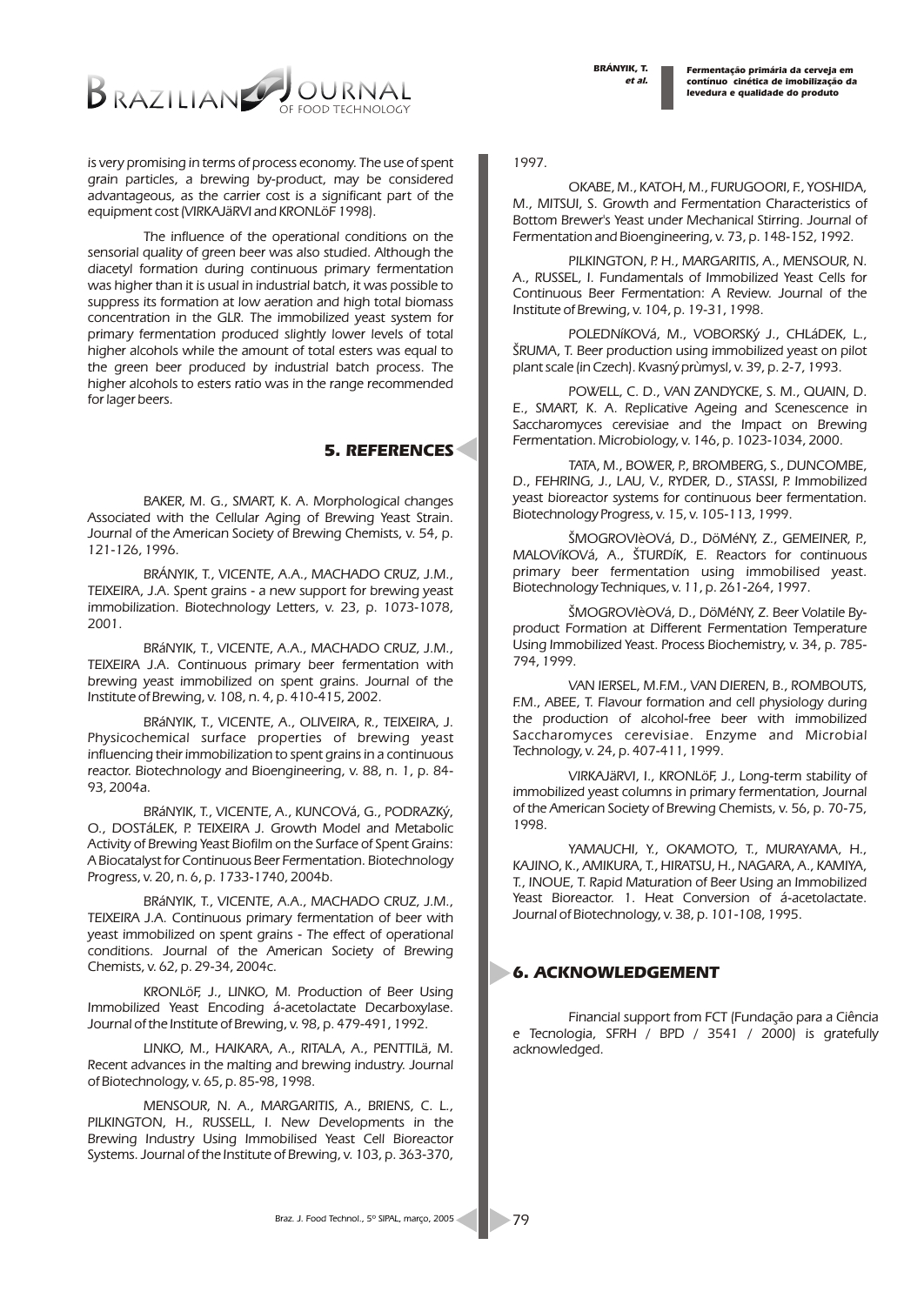is very promising in terms of process economy. The use of spent grain particles, a brewing by-product, may be considered advantageous, as the carrier cost is a significant part of the equipment cost (VIRKAJäRVI and KRONLöF 1998).

The influence of the operational conditions on the sensorial quality of green beer was also studied. Although the diacetyl formation during continuous primary fermentation was higher than it is usual in industrial batch, it was possible to suppress its formation at low aeration and high total biomass concentration in the GLR. The immobilized yeast system for primary fermentation produced slightly lower levels of total higher alcohols while the amount of total esters was equal to the green beer produced by industrial batch process. The higher alcohols to esters ratio was in the range recommended for lager beers.

## 5. REFERENCES

BAKER, M. G., SMART, K. A. Morphological changes Associated with the Cellular Aging of Brewing Yeast Strain. Journal of the American Society of Brewing Chemists, v. 54, p. 121-126, 1996.

BRÁNYIK, T., VICENTE, A.A., MACHADO CRUZ, J.M., TEIXEIRA, J.A. Spent grains - a new support for brewing yeast immobilization. Biotechnology Letters, v. 23, p. 1073-1078, 2001.

BRáNYIK, T., VICENTE, A.A., MACHADO CRUZ, J.M., TEIXEIRA J.A. Continuous primary beer fermentation with brewing yeast immobilized on spent grains. Journal of the Institute of Brewing, v. 108, n. 4, p. 410-415, 2002.

BRáNYIK, T., VICENTE, A., OLIVEIRA, R., TEIXEIRA, J. Physicochemical surface properties of brewing yeast influencing their immobilization to spent grains in a continuous reactor. Biotechnology and Bioengineering, v. 88, n. 1, p. 84-93, 2004a.

BRáNYIK, T., VICENTE, A., KUNCOVá, G., PODRAZKý, O., DOSTáLEK, P. TEIXEIRA J. Growth Model and Metabolic Activity of Brewing Yeast Biofilm on the Surface of Spent Grains: A Biocatalyst for Continuous Beer Fermentation. Biotechnology Progress, v. 20, n. 6, p. 1733-1740, 2004b.

BRáNYIK, T., VICENTE, A.A., MACHADO CRUZ, J.M., TEIXEIRA J.A. Continuous primary fermentation of beer with yeast immobilized on spent grains - The effect of operational conditions. Journal of the American Society of Brewing Chemists, v. 62, p. 29-34, 2004c.

KRONLöF, J., LINKO, M. Production of Beer Using Immobilized Yeast Encoding á-acetolactate Decarboxylase. Journal of the Institute of Brewing, v. 98, p. 479-491, 1992.

LINKO, M., HAIKARA, A., RITALA, A., PENTTILä, M. Recent advances in the malting and brewing industry. Journal of Biotechnology, v. 65, p. 85-98, 1998.

MENSOUR, N. A., MARGARITIS, A., BRIENS, C. L., PILKINGTON, H., RUSSELL, I. New Developments in the Brewing Industry Using Immobilised Yeast Cell Bioreactor Systems. Journal of the Institute of Brewing, v. 103, p. 363-370, 1997.

OKABE, M., KATOH, M., FURUGOORI, F., YOSHIDA, M., MITSUI, S. Growth and Fermentation Characteristics of Bottom Brewer's Yeast under Mechanical Stirring. Journal of Fermentation and Bioengineering, v. 73, p. 148-152, 1992.

PILKINGTON, P. H., MARGARITIS, A., MENSOUR, N. A., RUSSEL, I. Fundamentals of Immobilized Yeast Cells for Continuous Beer Fermentation: A Review. Journal of the Institute of Brewing, v. 104, p. 19-31, 1998.

POLEDNíKOVá, M., VOBORSKý J., CHLáDEK, L., ŠRUMA, T. Beer production using immobilized yeast on pilot plant scale (in Czech). Kvasný prùmysl, v. 39, p. 2-7, 1993.

POWELL, C. D., VAN ZANDYCKE, S. M., QUAIN, D. E., SMART, K. A. Replicative Ageing and Scenescence in Saccharomyces cerevisiae and the Impact on Brewing Fermentation. Microbiology, v. 146, p. 1023-1034, 2000.

TATA, M., BOWER, P., BROMBERG, S., DUNCOMBE, D., FEHRING, J., LAU, V., RYDER, D., STASSI, P. Immobilized yeast bioreactor systems for continuous beer fermentation. Biotechnology Progress, v. 15, v. 105-113, 1999.

ŠMOGROVIèOVá, D., DöMéNY, Z., GEMEINER, P., MALOVíKOVá, A., ŠTURDíK, E. Reactors for continuous primary beer fermentation using immobilised yeast. Biotechnology Techniques, v. 11, p. 261-264, 1997.

ŠMOGROVIèOVá, D., DöMéNY, Z. Beer Volatile By-product Formation at Different Fermentation Temperature Using Immobilized Yeast. Process Biochemistry, v. 34, p. 785-794, 1999.

VAN IERSEL, M.F.M., VAN DIEREN, B., ROMBOUTS, F.M., ABEE, T. Flavour formation and cell physiology during the production of alcohol-free beer with immobilized Saccharomyces cerevisiae. Enzyme and Microbial Technology, v. 24, p. 407-411, 1999.

VIRKAJäRVI, I., KRONLöF, J., Long-term stability of immobilized yeast columns in primary fermentation, Journal of the American Society of Brewing Chemists, v. 56, p. 70-75, 1998.

YAMAUCHI, Y., OKAMOTO, T., MURAYAMA, H., KAJINO, K., AMIKURA, T., HIRATSU, H., NAGARA, A., KAMIYA, T., INOUE, T. Rapid Maturation of Beer Using an Immobilized Yeast Bioreactor. 1. Heat Conversion of á-acetolactate. Journal of Biotechnology, v. 38, p. 101-108, 1995.

## 6. ACKNOWLEDGEMENT

Financial support from FCT (Fundação para a Ciência e Tecnologia, SFRH / BPD / 3541 / 2000) is gratefully acknowledged.